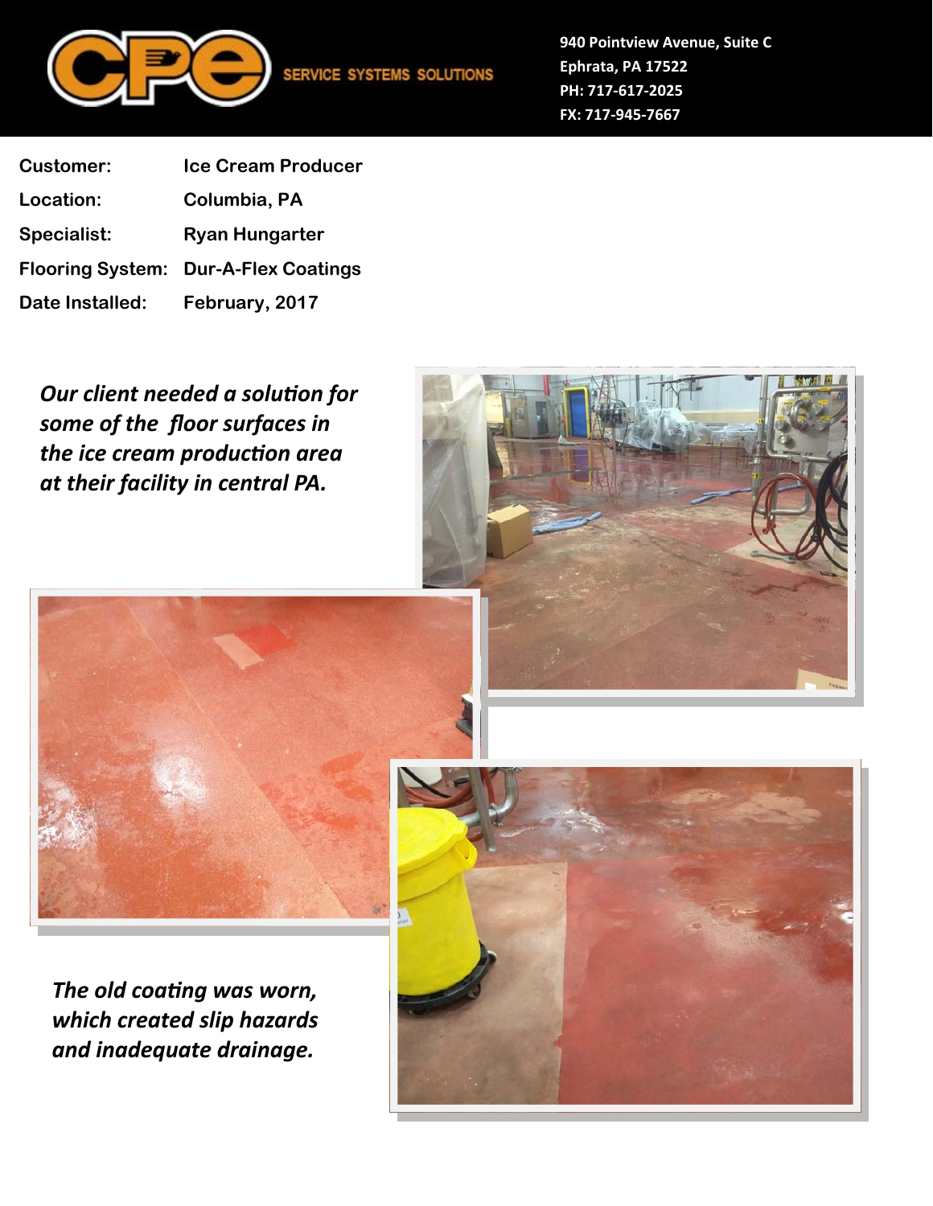**CPE** SERVICE SYSTEMS SOLUTIONS

940 Pointview Avenue, Suite C
Ephrata, PA 17522
PH: 717-617-2025
FX: 717-945-7667

| | |
|---|---|
| **Customer:** | **Ice Cream Producer** |
| **Location:** | **Columbia, PA** |
| **Specialist:** | **Ryan Hungarter** |
| **Flooring System:** | **Dur-A-Flex Coatings** |
| **Date Installed:** | **February, 2017** |

***Our client needed a solution for some of the floor surfaces in the ice cream production area at their facility in central PA.***

***The old coating was worn, which created slip hazards and inadequate drainage.***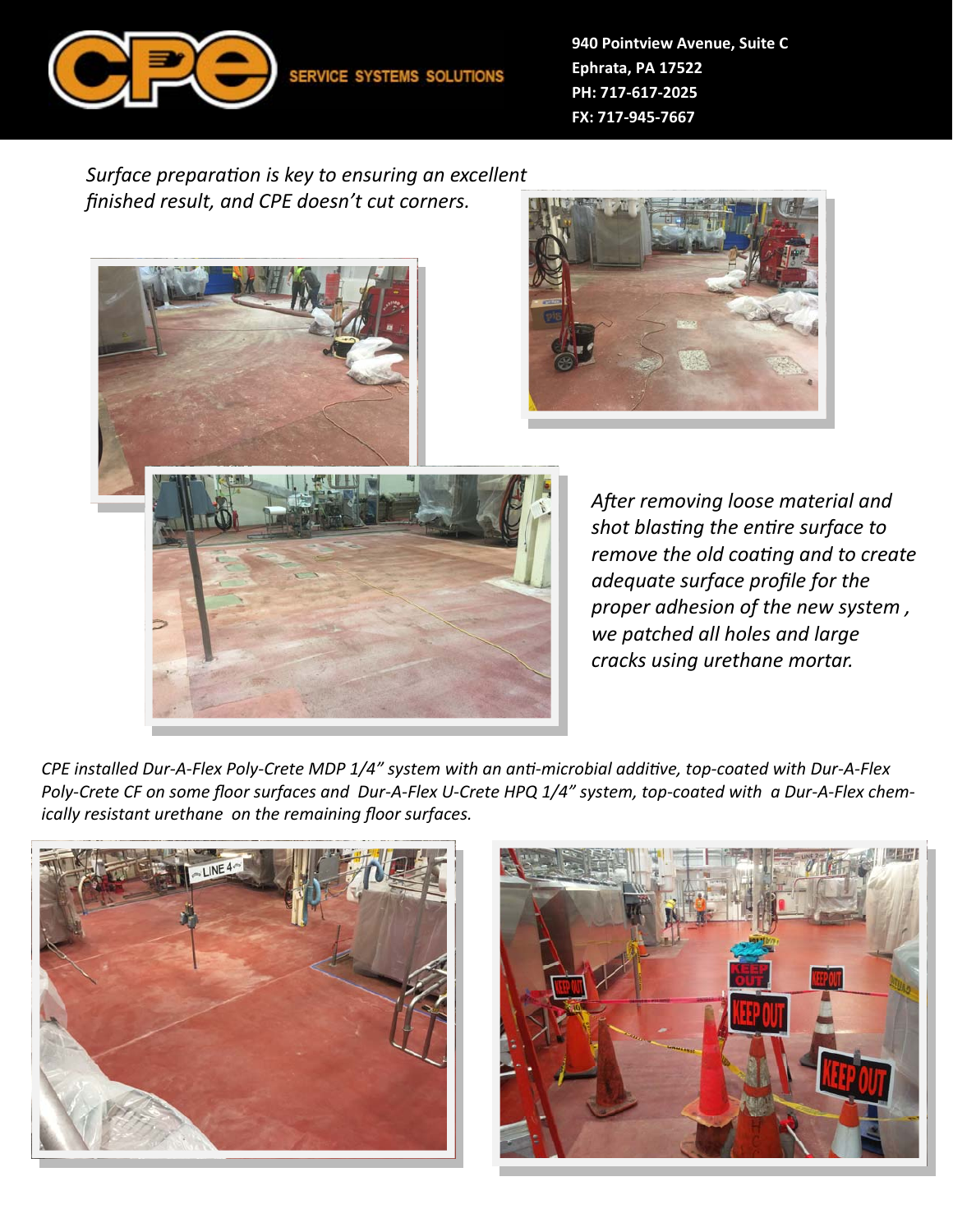*Surface preparation is key to ensuring an excellent finished result, and CPE doesn't cut corners.*

*After removing loose material and shot blasting the entire surface to remove the old coating and to create adequate surface profile for the proper adhesion of the new system , we patched all holes and large cracks using urethane mortar.*

*CPE installed Dur-A-Flex Poly-Crete MDP 1/4" system with an anti-microbial additive, top-coated with Dur-A-Flex Poly-Crete CF on some floor surfaces and Dur-A-Flex U-Crete HPQ 1/4" system, top-coated with a Dur-A-Flex chemically resistant urethane on the remaining floor surfaces.*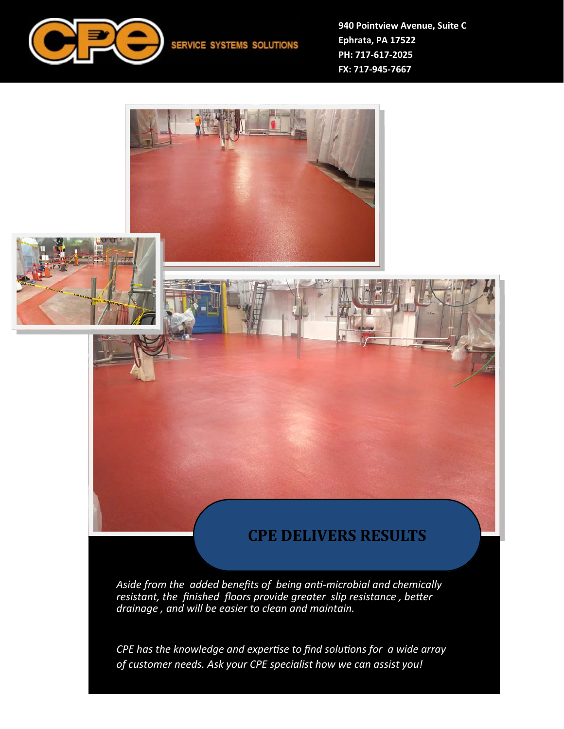SERVICE SYSTEMS SOLUTIONS

**940 Pointview Avenue, Suite C**
**Ephrata, PA 17522**
**PH: 717-617-2025**
**FX: 717-945-7667**

## CPE DELIVERS RESULTS

*Aside from the added benefits of being anti-microbial and chemically resistant, the finished floors provide greater slip resistance , better drainage , and will be easier to clean and maintain.*

*CPE has the knowledge and expertise to find solutions for a wide array of customer needs. Ask your CPE specialist how we can assist you!*